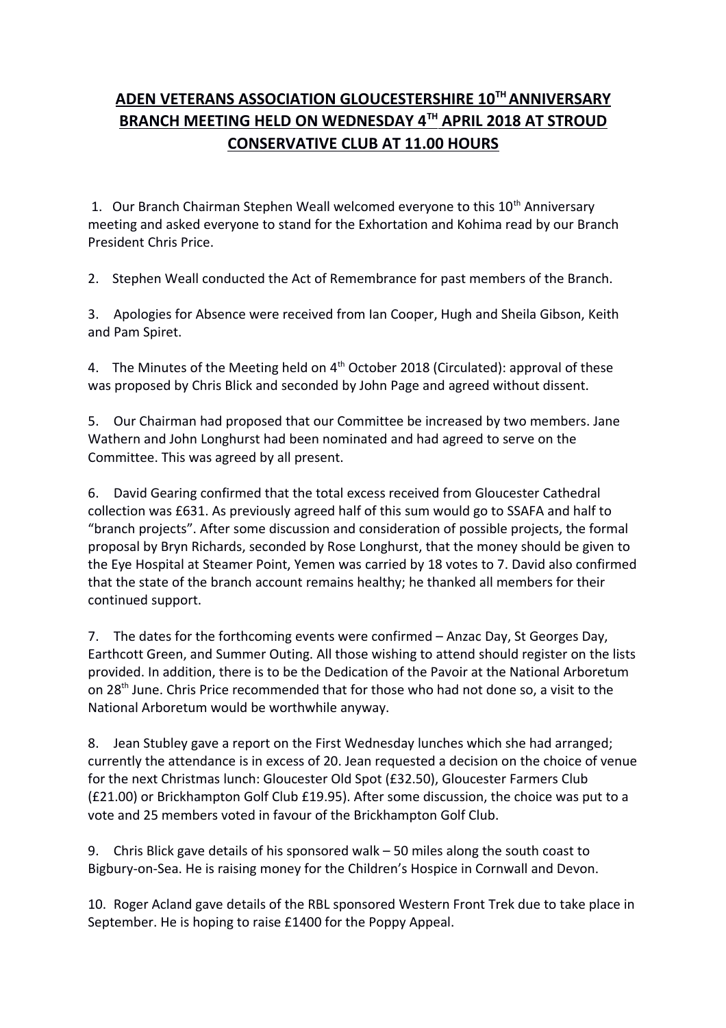# ADEN VETERANS ASSOCIATION GLOUCESTERSHIRE 10TH ANNIVERSARY BRANCH MEETING HELD ON WEDNESDAY 4TH APRIL 2018 AT STROUD CONSERVATIVE CLUB AT 11.00 HOURS

1. Our Branch Chairman Stephen Weall welcomed everyone to this 10th Anniversary meeting and asked everyone to stand for the Exhortation and Kohima read by our Branch President Chris Price.

2. Stephen Weall conducted the Act of Remembrance for past members of the Branch.

3. Apologies for Absence were received from Ian Cooper, Hugh and Sheila Gibson, Keith and Pam Spiret.

4. The Minutes of the Meeting held on 4th October 2018 (Circulated): approval of these was proposed by Chris Blick and seconded by John Page and agreed without dissent.

5. Our Chairman had proposed that our Committee be increased by two members. Jane Wathern and John Longhurst had been nominated and had agreed to serve on the Committee. This was agreed by all present.

6. David Gearing confirmed that the total excess received from Gloucester Cathedral collection was £631. As previously agreed half of this sum would go to SSAFA and half to "branch projects". After some discussion and consideration of possible projects, the formal proposal by Bryn Richards, seconded by Rose Longhurst, that the money should be given to the Eye Hospital at Steamer Point, Yemen was carried by 18 votes to 7. David also confirmed that the state of the branch account remains healthy; he thanked all members for their continued support.

7. The dates for the forthcoming events were confirmed – Anzac Day, St Georges Day, Earthcott Green, and Summer Outing. All those wishing to attend should register on the lists provided. In addition, there is to be the Dedication of the Pavoir at the National Arboretum on 28th June. Chris Price recommended that for those who had not done so, a visit to the National Arboretum would be worthwhile anyway.

8. Jean Stubley gave a report on the First Wednesday lunches which she had arranged; currently the attendance is in excess of 20. Jean requested a decision on the choice of venue for the next Christmas lunch: Gloucester Old Spot (£32.50), Gloucester Farmers Club (£21.00) or Brickhampton Golf Club £19.95). After some discussion, the choice was put to a vote and 25 members voted in favour of the Brickhampton Golf Club.

9. Chris Blick gave details of his sponsored walk – 50 miles along the south coast to Bigbury-on-Sea. He is raising money for the Children's Hospice in Cornwall and Devon.

10. Roger Acland gave details of the RBL sponsored Western Front Trek due to take place in September. He is hoping to raise £1400 for the Poppy Appeal.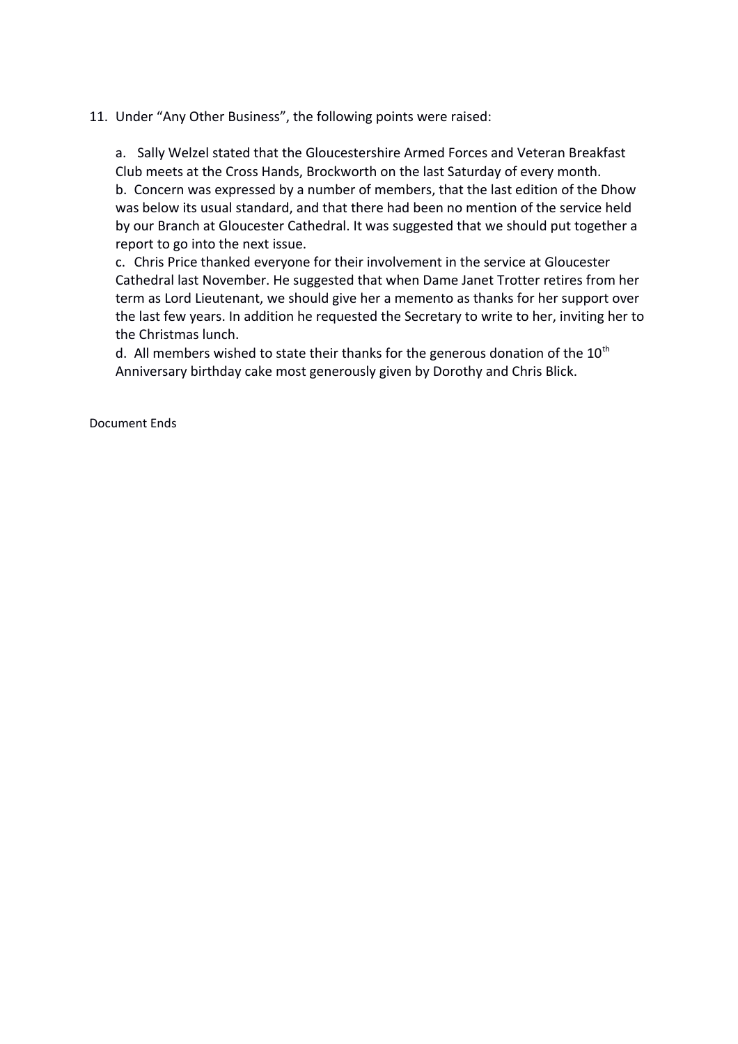11. Under "Any Other Business", the following points were raised:

    a. Sally Welzel stated that the Gloucestershire Armed Forces and Veteran Breakfast Club meets at the Cross Hands, Brockworth on the last Saturday of every month.
    b. Concern was expressed by a number of members, that the last edition of the Dhow was below its usual standard, and that there had been no mention of the service held by our Branch at Gloucester Cathedral. It was suggested that we should put together a report to go into the next issue.
    c. Chris Price thanked everyone for their involvement in the service at Gloucester Cathedral last November. He suggested that when Dame Janet Trotter retires from her term as Lord Lieutenant, we should give her a memento as thanks for her support over the last few years. In addition he requested the Secretary to write to her, inviting her to the Christmas lunch.
    d. All members wished to state their thanks for the generous donation of the 10th Anniversary birthday cake most generously given by Dorothy and Chris Blick.

Document Ends